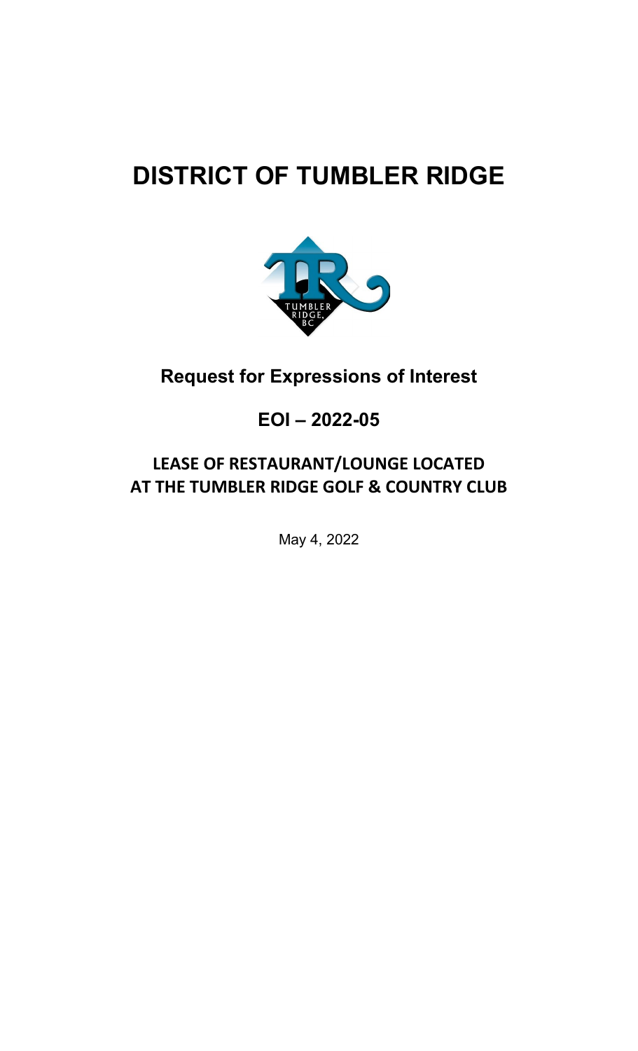# DISTRICT OF TUMBLER RIDGE

## Request for Expressions of Interest

## EOI – 2022-05

## LEASE OF RESTAURANT/LOUNGE LOCATED AT THE TUMBLER RIDGE GOLF & COUNTRY CLUB

May 4, 2022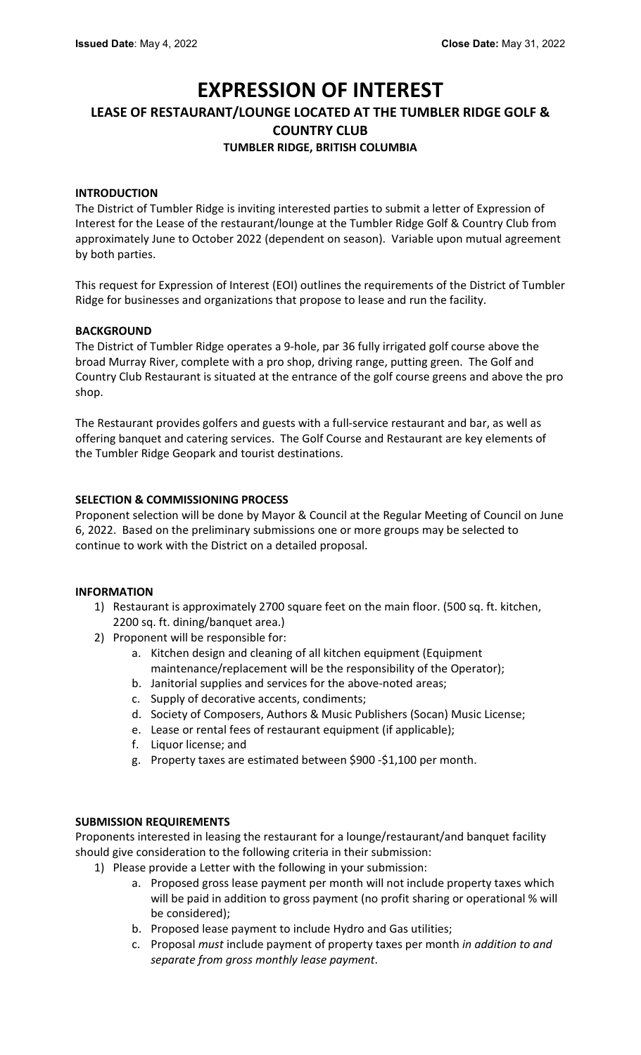**Issued Date**: May 4, 2022 **Close Date:** May 31, 2022

# EXPRESSION OF INTEREST

## LEASE OF RESTAURANT/LOUNGE LOCATED AT THE TUMBLER RIDGE GOLF & COUNTRY CLUB

### TUMBLER RIDGE, BRITISH COLUMBIA

**INTRODUCTION**

The District of Tumbler Ridge is inviting interested parties to submit a letter of Expression of Interest for the Lease of the restaurant/lounge at the Tumbler Ridge Golf & Country Club from approximately June to October 2022 (dependent on season). Variable upon mutual agreement by both parties.

This request for Expression of Interest (EOI) outlines the requirements of the District of Tumbler Ridge for businesses and organizations that propose to lease and run the facility.

**BACKGROUND**

The District of Tumbler Ridge operates a 9-hole, par 36 fully irrigated golf course above the broad Murray River, complete with a pro shop, driving range, putting green. The Golf and Country Club Restaurant is situated at the entrance of the golf course greens and above the pro shop.

The Restaurant provides golfers and guests with a full-service restaurant and bar, as well as offering banquet and catering services. The Golf Course and Restaurant are key elements of the Tumbler Ridge Geopark and tourist destinations.

**SELECTION & COMMISSIONING PROCESS**

Proponent selection will be done by Mayor & Council at the Regular Meeting of Council on June 6, 2022. Based on the preliminary submissions one or more groups may be selected to continue to work with the District on a detailed proposal.

**INFORMATION**

1) Restaurant is approximately 2700 square feet on the main floor. (500 sq. ft. kitchen, 2200 sq. ft. dining/banquet area.)
2) Proponent will be responsible for:
    a. Kitchen design and cleaning of all kitchen equipment (Equipment maintenance/replacement will be the responsibility of the Operator);
    b. Janitorial supplies and services for the above-noted areas;
    c. Supply of decorative accents, condiments;
    d. Society of Composers, Authors & Music Publishers (Socan) Music License;
    e. Lease or rental fees of restaurant equipment (if applicable);
    f. Liquor license; and
    g. Property taxes are estimated between $900 -$1,100 per month.

**SUBMISSION REQUIREMENTS**

Proponents interested in leasing the restaurant for a lounge/restaurant/and banquet facility should give consideration to the following criteria in their submission:

1) Please provide a Letter with the following in your submission:
    a. Proposed gross lease payment per month will not include property taxes which will be paid in addition to gross payment (no profit sharing or operational % will be considered);
    b. Proposed lease payment to include Hydro and Gas utilities;
    c. Proposal *must* include payment of property taxes per month *in addition to and separate from gross monthly lease payment*.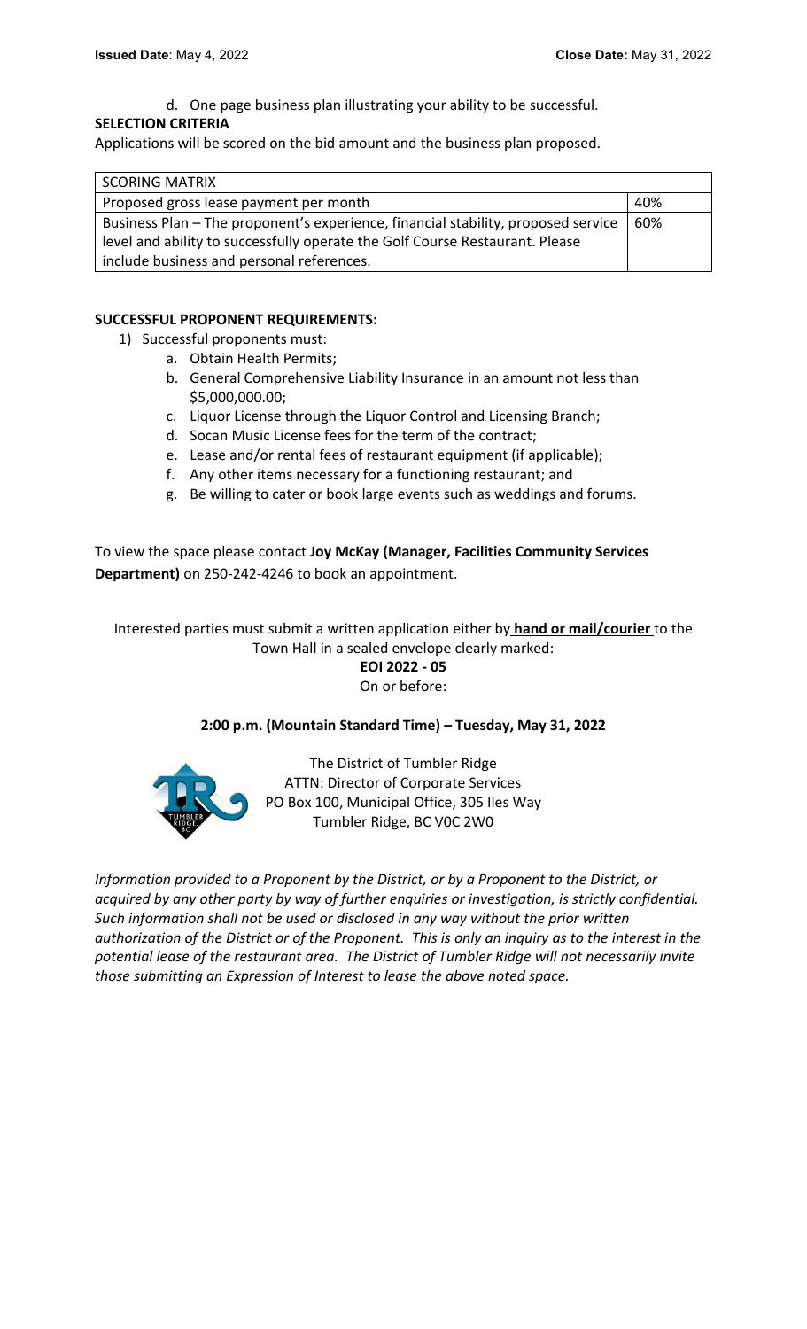d. One page business plan illustrating your ability to be successful.

**SELECTION CRITERIA**

Applications will be scored on the bid amount and the business plan proposed.

| SCORING MATRIX | |
|---|---|
| Proposed gross lease payment per month | 40% |
| Business Plan – The proponent's experience, financial stability, proposed service level and ability to successfully operate the Golf Course Restaurant. Please include business and personal references. | 60% |

**SUCCESSFUL PROPONENT REQUIREMENTS:**

1) Successful proponents must:
   a. Obtain Health Permits;
   b. General Comprehensive Liability Insurance in an amount not less than $5,000,000.00;
   c. Liquor License through the Liquor Control and Licensing Branch;
   d. Socan Music License fees for the term of the contract;
   e. Lease and/or rental fees of restaurant equipment (if applicable);
   f. Any other items necessary for a functioning restaurant; and
   g. Be willing to cater or book large events such as weddings and forums.

To view the space please contact **Joy McKay (Manager, Facilities Community Services Department)** on 250-242-4246 to book an appointment.

Interested parties must submit a written application either by **hand or mail/courier** to the Town Hall in a sealed envelope clearly marked:

**EOI 2022 - 05**

On or before:

**2:00 p.m. (Mountain Standard Time) – Tuesday, May 31, 2022**

The District of Tumbler Ridge
ATTN: Director of Corporate Services
PO Box 100, Municipal Office, 305 Iles Way
Tumbler Ridge, BC V0C 2W0

*Information provided to a Proponent by the District, or by a Proponent to the District, or acquired by any other party by way of further enquiries or investigation, is strictly confidential. Such information shall not be used or disclosed in any way without the prior written authorization of the District or of the Proponent. This is only an inquiry as to the interest in the potential lease of the restaurant area. The District of Tumbler Ridge will not necessarily invite those submitting an Expression of Interest to lease the above noted space.*